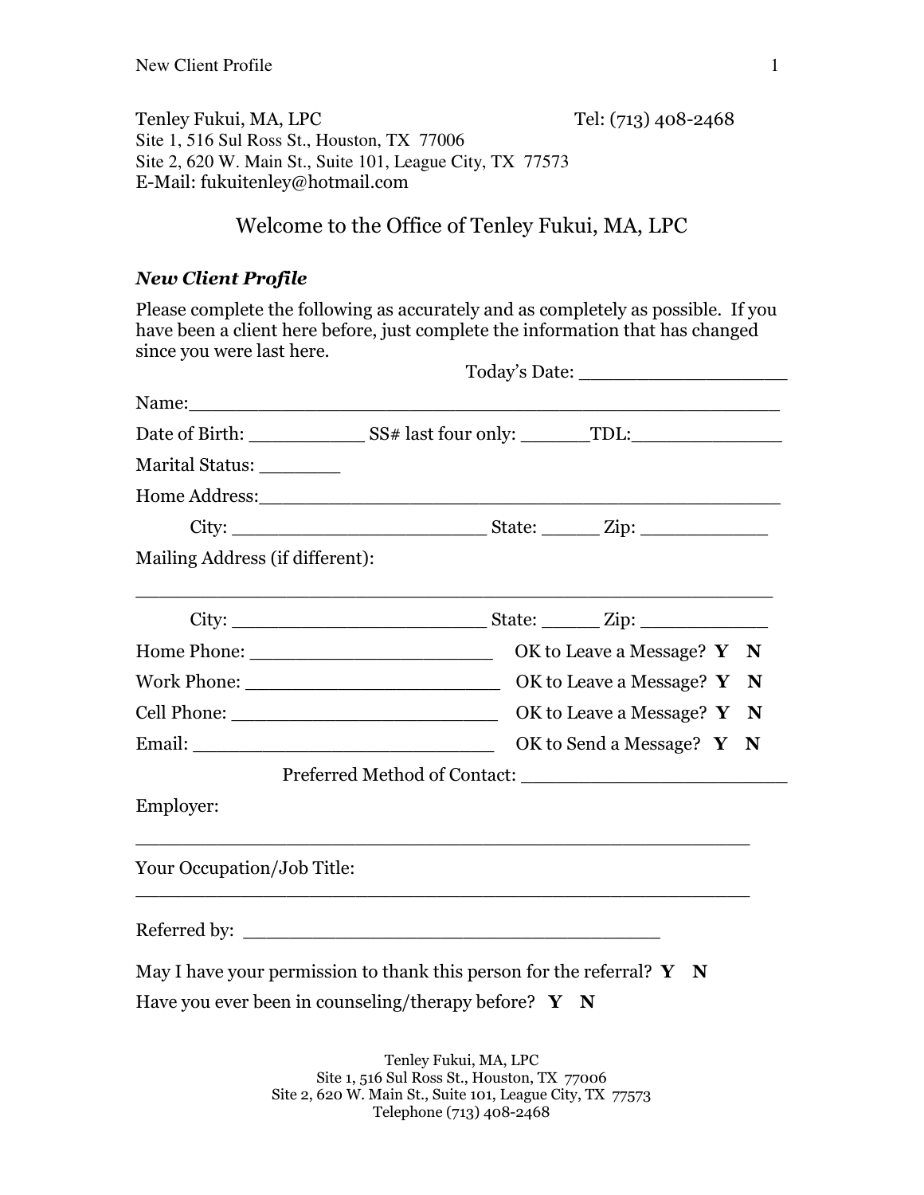Tenley Fukui, MA, LPC                                        Tel: (713) 408-2468
Site 1, 516 Sul Ross St., Houston, TX 77006
Site 2, 620 W. Main St., Suite 101, League City, TX 77573
E-Mail: fukuitenley@hotmail.com

# Welcome to the Office of Tenley Fukui, MA, LPC

***New Client Profile***

Please complete the following as accurately and as completely as possible. If you have been a client here before, just complete the information that has changed since you were last here.

Today's Date: ___________________

Name:_____________________________________________________

Date of Birth: ___________ SS# last four only: ______TDL:______________

Marital Status: ________

Home Address:_______________________________________________

City: ________________________ State: _____ Zip: ____________

Mailing Address (if different):

_________________________________________________________

City: ________________________ State: _____ Zip: ____________

Home Phone: ______________________ OK to Leave a Message? **Y** **N**

Work Phone: ________________________ OK to Leave a Message? **Y** **N**

Cell Phone: __________________________ OK to Leave a Message? **Y** **N**

Email: ____________________________ OK to Send a Message? **Y** **N**

Preferred Method of Contact: ________________________

Employer:

_______________________________________________________

Your Occupation/Job Title:

_______________________________________________________

Referred by: ______________________________________

May I have your permission to thank this person for the referral? **Y** **N**

Have you ever been in counseling/therapy before? **Y** **N**

Tenley Fukui, MA, LPC
Site 1, 516 Sul Ross St., Houston, TX 77006
Site 2, 620 W. Main St., Suite 101, League City, TX 77573
Telephone (713) 408-2468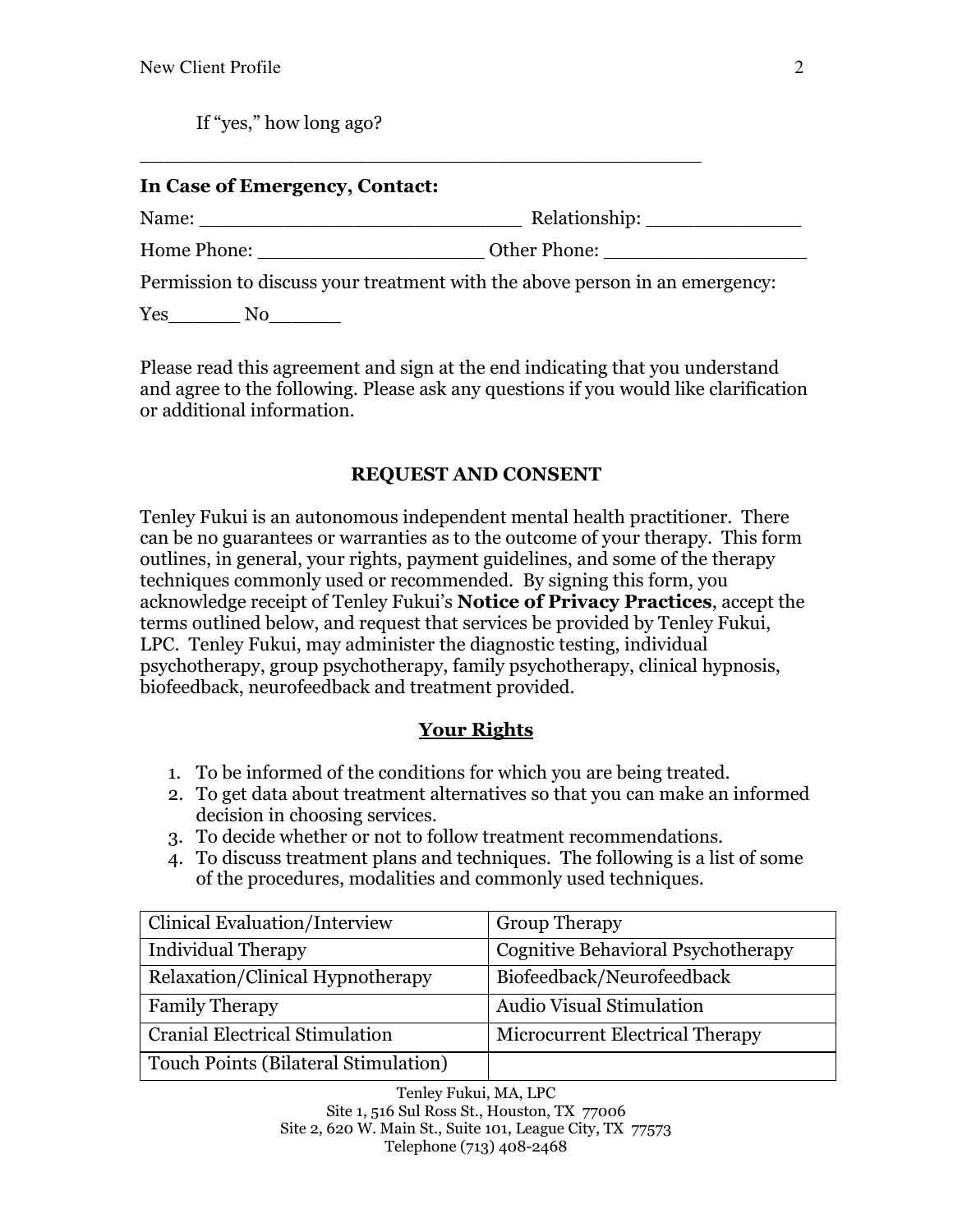If "yes," how long ago?

\_\_\_\_\_\_\_\_\_\_\_\_\_\_\_\_\_\_\_\_\_\_\_\_\_\_\_\_\_\_\_\_\_\_\_\_\_\_\_\_\_\_\_\_\_\_\_\_

**In Case of Emergency, Contact:**

Name: \_\_\_\_\_\_\_\_\_\_\_\_\_\_\_\_\_\_\_\_\_\_\_\_\_\_\_\_ Relationship: \_\_\_\_\_\_\_\_\_\_\_\_\_\_

Home Phone: \_\_\_\_\_\_\_\_\_\_\_\_\_\_\_\_\_\_\_\_ Other Phone: \_\_\_\_\_\_\_\_\_\_\_\_\_\_\_\_\_\_

Permission to discuss your treatment with the above person in an emergency:

Yes\_\_\_\_\_\_ No\_\_\_\_\_\_

Please read this agreement and sign at the end indicating that you understand and agree to the following. Please ask any questions if you would like clarification or additional information.

## REQUEST AND CONSENT

Tenley Fukui is an autonomous independent mental health practitioner. There can be no guarantees or warranties as to the outcome of your therapy. This form outlines, in general, your rights, payment guidelines, and some of the therapy techniques commonly used or recommended. By signing this form, you acknowledge receipt of Tenley Fukui's **Notice of Privacy Practices**, accept the terms outlined below, and request that services be provided by Tenley Fukui, LPC. Tenley Fukui, may administer the diagnostic testing, individual psychotherapy, group psychotherapy, family psychotherapy, clinical hypnosis, biofeedback, neurofeedback and treatment provided.

### Your Rights

1. To be informed of the conditions for which you are being treated.
2. To get data about treatment alternatives so that you can make an informed decision in choosing services.
3. To decide whether or not to follow treatment recommendations.
4. To discuss treatment plans and techniques. The following is a list of some of the procedures, modalities and commonly used techniques.

| Clinical Evaluation/Interview | Group Therapy |
| --- | --- |
| Individual Therapy | Cognitive Behavioral Psychotherapy |
| Relaxation/Clinical Hypnotherapy | Biofeedback/Neurofeedback |
| Family Therapy | Audio Visual Stimulation |
| Cranial Electrical Stimulation | Microcurrent Electrical Therapy |
| Touch Points (Bilateral Stimulation) | |

Tenley Fukui, MA, LPC
Site 1, 516 Sul Ross St., Houston, TX 77006
Site 2, 620 W. Main St., Suite 101, League City, TX 77573
Telephone (713) 408-2468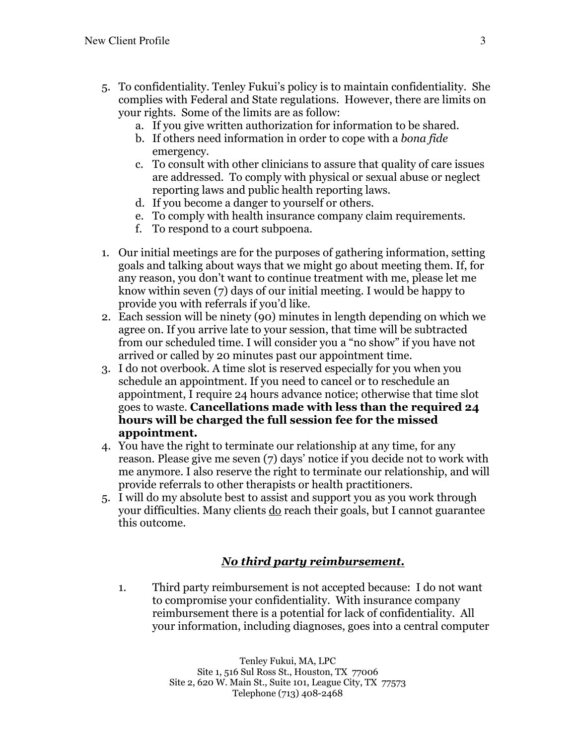5. To confidentiality. Tenley Fukui's policy is to maintain confidentiality. She complies with Federal and State regulations. However, there are limits on your rights. Some of the limits are as follow:
    a. If you give written authorization for information to be shared.
    b. If others need information in order to cope with a *bona fide* emergency.
    c. To consult with other clinicians to assure that quality of care issues are addressed. To comply with physical or sexual abuse or neglect reporting laws and public health reporting laws.
    d. If you become a danger to yourself or others.
    e. To comply with health insurance company claim requirements.
    f. To respond to a court subpoena.

1. Our initial meetings are for the purposes of gathering information, setting goals and talking about ways that we might go about meeting them. If, for any reason, you don't want to continue treatment with me, please let me know within seven (7) days of our initial meeting. I would be happy to provide you with referrals if you'd like.
2. Each session will be ninety (90) minutes in length depending on which we agree on. If you arrive late to your session, that time will be subtracted from our scheduled time. I will consider you a "no show" if you have not arrived or called by 20 minutes past our appointment time.
3. I do not overbook. A time slot is reserved especially for you when you schedule an appointment. If you need to cancel or to reschedule an appointment, I require 24 hours advance notice; otherwise that time slot goes to waste. **Cancellations made with less than the required 24 hours will be charged the full session fee for the missed appointment.**
4. You have the right to terminate our relationship at any time, for any reason. Please give me seven (7) days' notice if you decide not to work with me anymore. I also reserve the right to terminate our relationship, and will provide referrals to other therapists or health practitioners.
5. I will do my absolute best to assist and support you as you work through your difficulties. Many clients <u>do</u> reach their goals, but I cannot guarantee this outcome.

## ***<u>No third party reimbursement.</u>***

1. Third party reimbursement is not accepted because: I do not want to compromise your confidentiality. With insurance company reimbursement there is a potential for lack of confidentiality. All your information, including diagnoses, goes into a central computer

Tenley Fukui, MA, LPC
Site 1, 516 Sul Ross St., Houston, TX 77006
Site 2, 620 W. Main St., Suite 101, League City, TX 77573
Telephone (713) 408-2468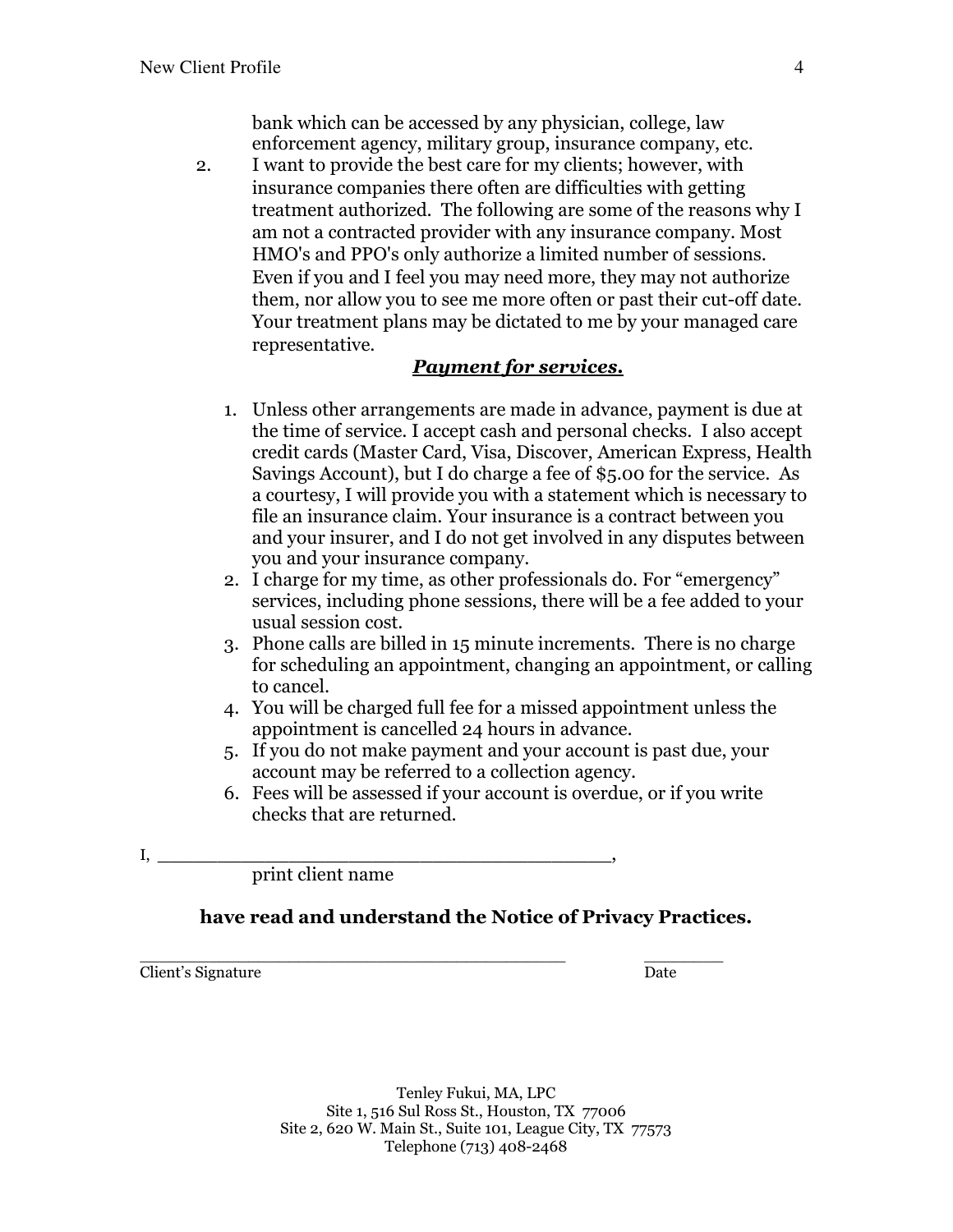bank which can be accessed by any physician, college, law enforcement agency, military group, insurance company, etc.

2. I want to provide the best care for my clients; however, with insurance companies there often are difficulties with getting treatment authorized. The following are some of the reasons why I am not a contracted provider with any insurance company. Most HMO's and PPO's only authorize a limited number of sessions. Even if you and I feel you may need more, they may not authorize them, nor allow you to see me more often or past their cut-off date. Your treatment plans may be dictated to me by your managed care representative.

## ***Payment for services.***

1. Unless other arrangements are made in advance, payment is due at the time of service. I accept cash and personal checks. I also accept credit cards (Master Card, Visa, Discover, American Express, Health Savings Account), but I do charge a fee of $5.00 for the service. As a courtesy, I will provide you with a statement which is necessary to file an insurance claim. Your insurance is a contract between you and your insurer, and I do not get involved in any disputes between you and your insurance company.
2. I charge for my time, as other professionals do. For "emergency" services, including phone sessions, there will be a fee added to your usual session cost.
3. Phone calls are billed in 15 minute increments. There is no charge for scheduling an appointment, changing an appointment, or calling to cancel.
4. You will be charged full fee for a missed appointment unless the appointment is cancelled 24 hours in advance.
5. If you do not make payment and your account is past due, your account may be referred to a collection agency.
6. Fees will be assessed if your account is overdue, or if you write checks that are returned.

I, ________________________________________,
print client name

**have read and understand the Notice of Privacy Practices.**

________________________________________ ________
Client's Signature Date

Tenley Fukui, MA, LPC
Site 1, 516 Sul Ross St., Houston, TX 77006
Site 2, 620 W. Main St., Suite 101, League City, TX 77573
Telephone (713) 408-2468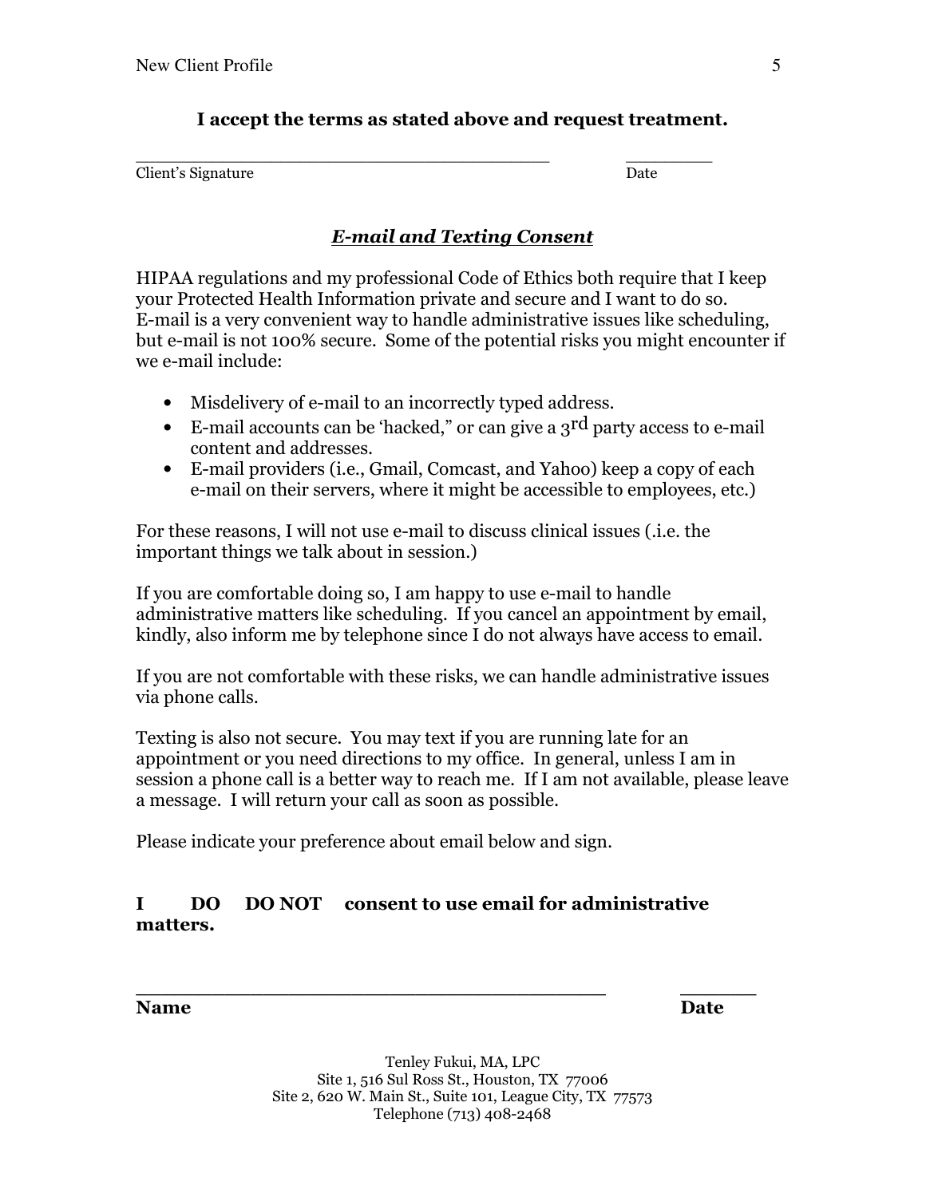**I accept the terms as stated above and request treatment.**

\_\_\_\_\_\_\_\_\_\_\_\_\_\_\_\_\_\_\_\_\_\_\_\_\_\_\_\_\_\_\_\_\_\_\_\_\_\_\_\_ \_\_\_\_\_\_\_\_\_
Client's Signature Date

## ***E-mail and Texting Consent***

HIPAA regulations and my professional Code of Ethics both require that I keep your Protected Health Information private and secure and I want to do so. E-mail is a very convenient way to handle administrative issues like scheduling, but e-mail is not 100% secure. Some of the potential risks you might encounter if we e-mail include:

- Misdelivery of e-mail to an incorrectly typed address.
- E-mail accounts can be 'hacked," or can give a 3rd party access to e-mail content and addresses.
- E-mail providers (i.e., Gmail, Comcast, and Yahoo) keep a copy of each e-mail on their servers, where it might be accessible to employees, etc.)

For these reasons, I will not use e-mail to discuss clinical issues (.i.e. the important things we talk about in session.)

If you are comfortable doing so, I am happy to use e-mail to handle administrative matters like scheduling. If you cancel an appointment by email, kindly, also inform me by telephone since I do not always have access to email.

If you are not comfortable with these risks, we can handle administrative issues via phone calls.

Texting is also not secure. You may text if you are running late for an appointment or you need directions to my office. In general, unless I am in session a phone call is a better way to reach me. If I am not available, please leave a message. I will return your call as soon as possible.

Please indicate your preference about email below and sign.

**I DO DO NOT consent to use email for administrative matters.**

\_\_\_\_\_\_\_\_\_\_\_\_\_\_\_\_\_\_\_\_\_\_\_\_\_\_\_\_\_\_\_\_\_\_\_\_\_\_\_\_ \_\_\_\_\_\_\_
**Name** **Date**

Tenley Fukui, MA, LPC
Site 1, 516 Sul Ross St., Houston, TX 77006
Site 2, 620 W. Main St., Suite 101, League City, TX 77573
Telephone (713) 408-2468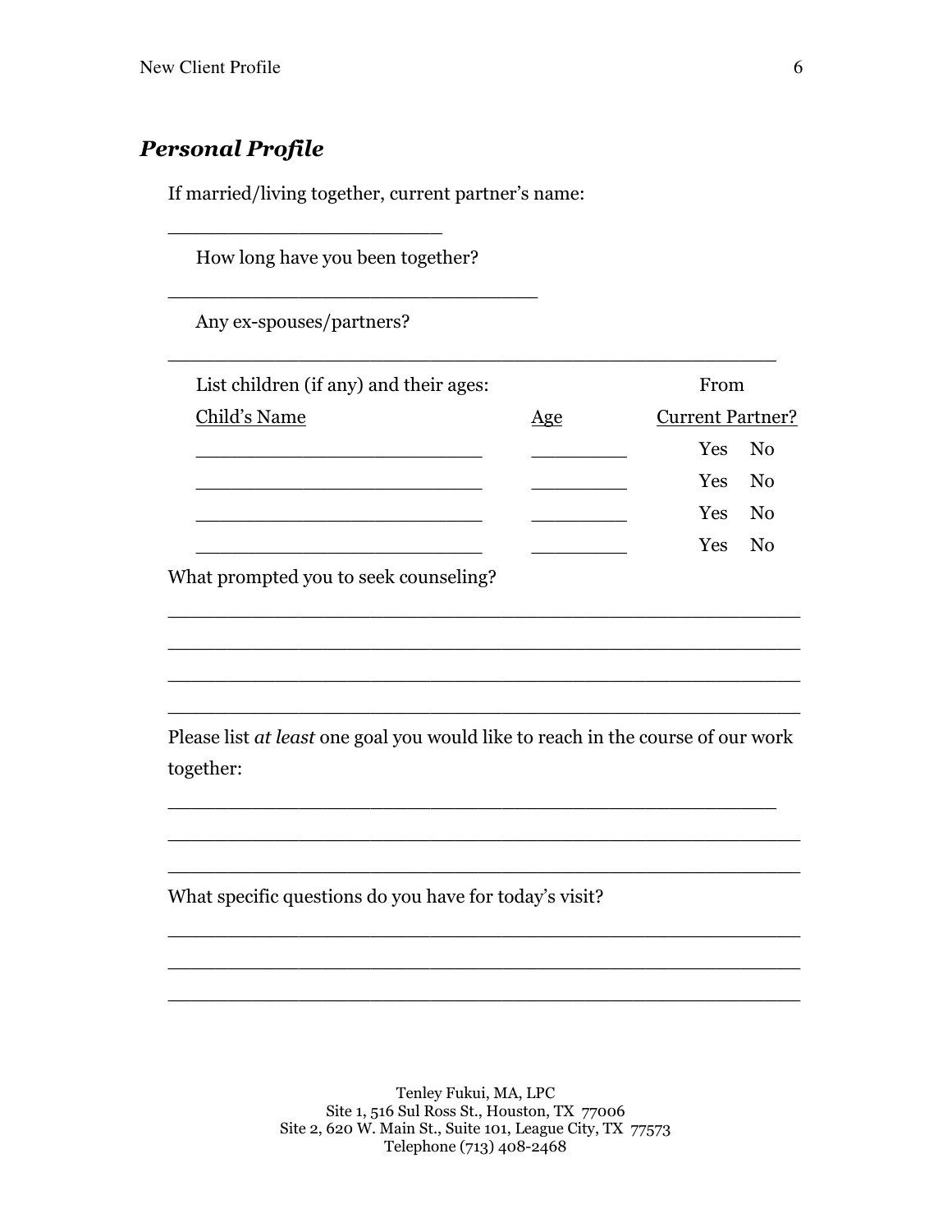### *Personal Profile*

If married/living together, current partner's name:

________________________

How long have you been together?

________________________________

Any ex-spouses/partners?

_____________________________________________________

List children (if any) and their ages:

| Child's Name | Age | From Current Partner? |
|---|---|---|
| _________________________ | ________ | Yes No |
| _________________________ | ________ | Yes No |
| _________________________ | ________ | Yes No |
| _________________________ | ________ | Yes No |

What prompted you to seek counseling?

_______________________________________________________

_______________________________________________________

_______________________________________________________

_______________________________________________________

Please list *at least* one goal you would like to reach in the course of our work together:

_____________________________________________________

_______________________________________________________

_______________________________________________________

What specific questions do you have for today's visit?

_______________________________________________________

_______________________________________________________

_______________________________________________________

Tenley Fukui, MA, LPC
Site 1, 516 Sul Ross St., Houston, TX 77006
Site 2, 620 W. Main St., Suite 101, League City, TX 77573
Telephone (713) 408-2468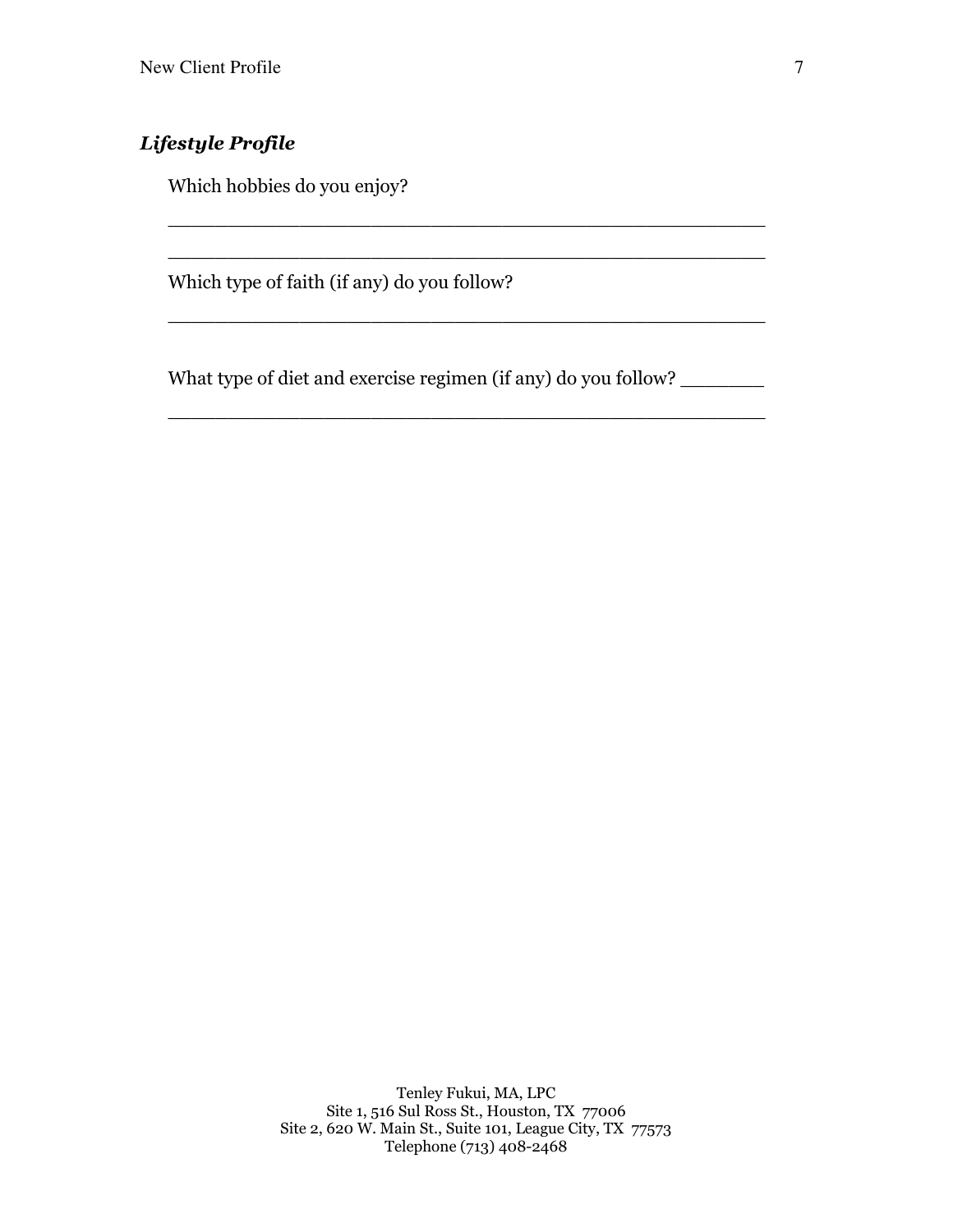### *Lifestyle Profile*

Which hobbies do you enjoy?

_______________________________________________

_______________________________________________

Which type of faith (if any) do you follow?

_______________________________________________

What type of diet and exercise regimen (if any) do you follow? _______

_______________________________________________

Tenley Fukui, MA, LPC
Site 1, 516 Sul Ross St., Houston, TX 77006
Site 2, 620 W. Main St., Suite 101, League City, TX 77573
Telephone (713) 408-2468